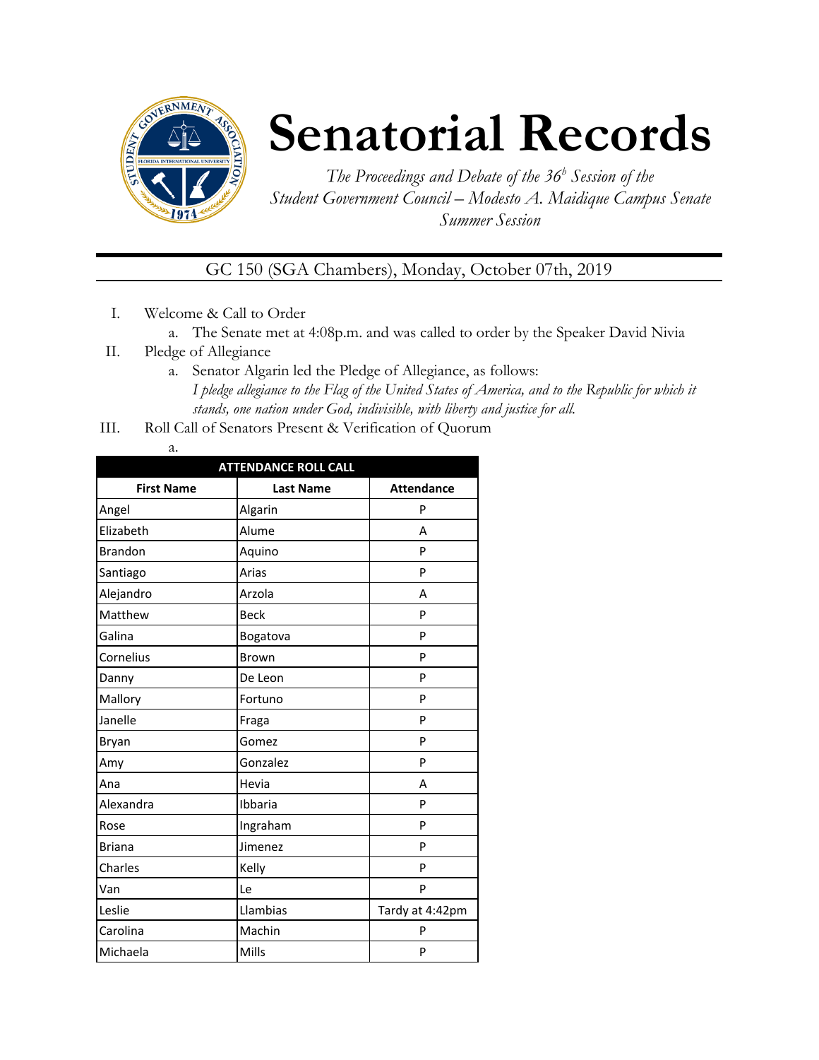# Senatorial Records

*The Proceedings and Debate of the 36[h] Session of the Student Government Council – Modesto A. Maidique Campus Senate Summer Session*

GC 150 (SGA Chambers), Monday, October 07th, 2019

I. Welcome & Call to Order
   a. The Senate met at 4:08p.m. and was called to order by the Speaker David Nivia

II. Pledge of Allegiance
   a. Senator Algarin led the Pledge of Allegiance, as follows:
   *I pledge allegiance to the Flag of the United States of America, and to the Republic for which it stands, one nation under God, indivisible, with liberty and justice for all.*

III. Roll Call of Senators Present & Verification of Quorum
   a.

| ATTENDANCE ROLL CALL | | |
|---|---|---|
| **First Name** | **Last Name** | **Attendance** |
| Angel | Algarin | P |
| Elizabeth | Alume | A |
| Brandon | Aquino | P |
| Santiago | Arias | P |
| Alejandro | Arzola | A |
| Matthew | Beck | P |
| Galina | Bogatova | P |
| Cornelius | Brown | P |
| Danny | De Leon | P |
| Mallory | Fortuno | P |
| Janelle | Fraga | P |
| Bryan | Gomez | P |
| Amy | Gonzalez | P |
| Ana | Hevia | A |
| Alexandra | Ibbaria | P |
| Rose | Ingraham | P |
| Briana | Jimenez | P |
| Charles | Kelly | P |
| Van | Le | P |
| Leslie | Llambias | Tardy at 4:42pm |
| Carolina | Machin | P |
| Michaela | Mills | P |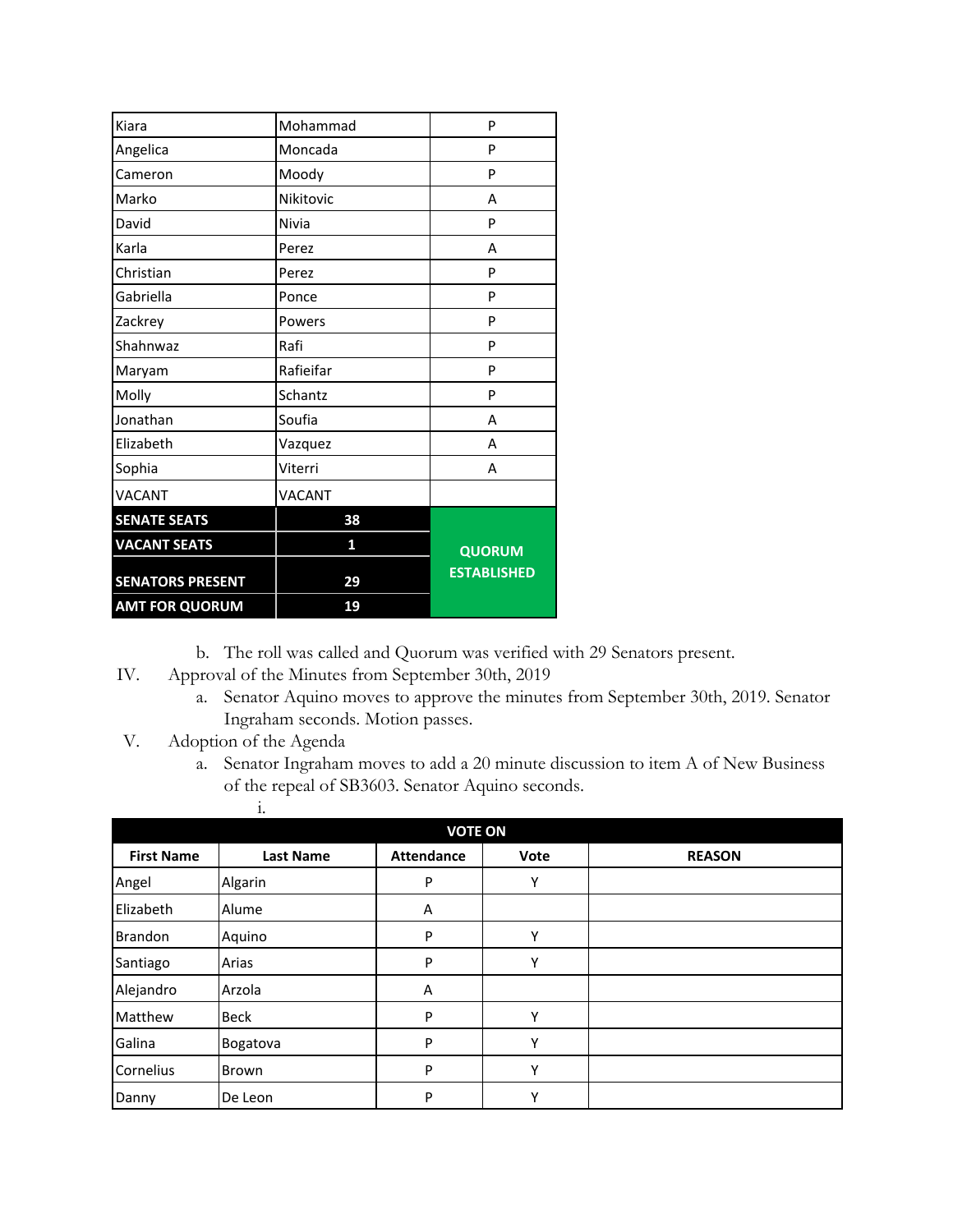| Kiara | Mohammad | P |
|---|---|---|
| Angelica | Moncada | P |
| Cameron | Moody | P |
| Marko | Nikitovic | A |
| David | Nivia | P |
| Karla | Perez | A |
| Christian | Perez | P |
| Gabriella | Ponce | P |
| Zackrey | Powers | P |
| Shahnwaz | Rafi | P |
| Maryam | Rafieifar | P |
| Molly | Schantz | P |
| Jonathan | Soufia | A |
| Elizabeth | Vazquez | A |
| Sophia | Viterri | A |
| VACANT | VACANT | |
| **SENATE SEATS** | **38** | **QUORUM ESTABLISHED** |
| **VACANT SEATS** | **1** | |
| **SENATORS PRESENT** | **29** | |
| **AMT FOR QUORUM** | **19** | |

b. The roll was called and Quorum was verified with 29 Senators present.

IV. Approval of the Minutes from September 30th, 2019

a. Senator Aquino moves to approve the minutes from September 30th, 2019. Senator Ingraham seconds. Motion passes.

V. Adoption of the Agenda

a. Senator Ingraham moves to add a 20 minute discussion to item A of New Business of the repeal of SB3603. Senator Aquino seconds.

i.

| VOTE ON | | | | |
|---|---|---|---|---|
| **First Name** | **Last Name** | **Attendance** | **Vote** | **REASON** |
| Angel | Algarin | P | Y | |
| Elizabeth | Alume | A | | |
| Brandon | Aquino | P | Y | |
| Santiago | Arias | P | Y | |
| Alejandro | Arzola | A | | |
| Matthew | Beck | P | Y | |
| Galina | Bogatova | P | Y | |
| Cornelius | Brown | P | Y | |
| Danny | De Leon | P | Y | |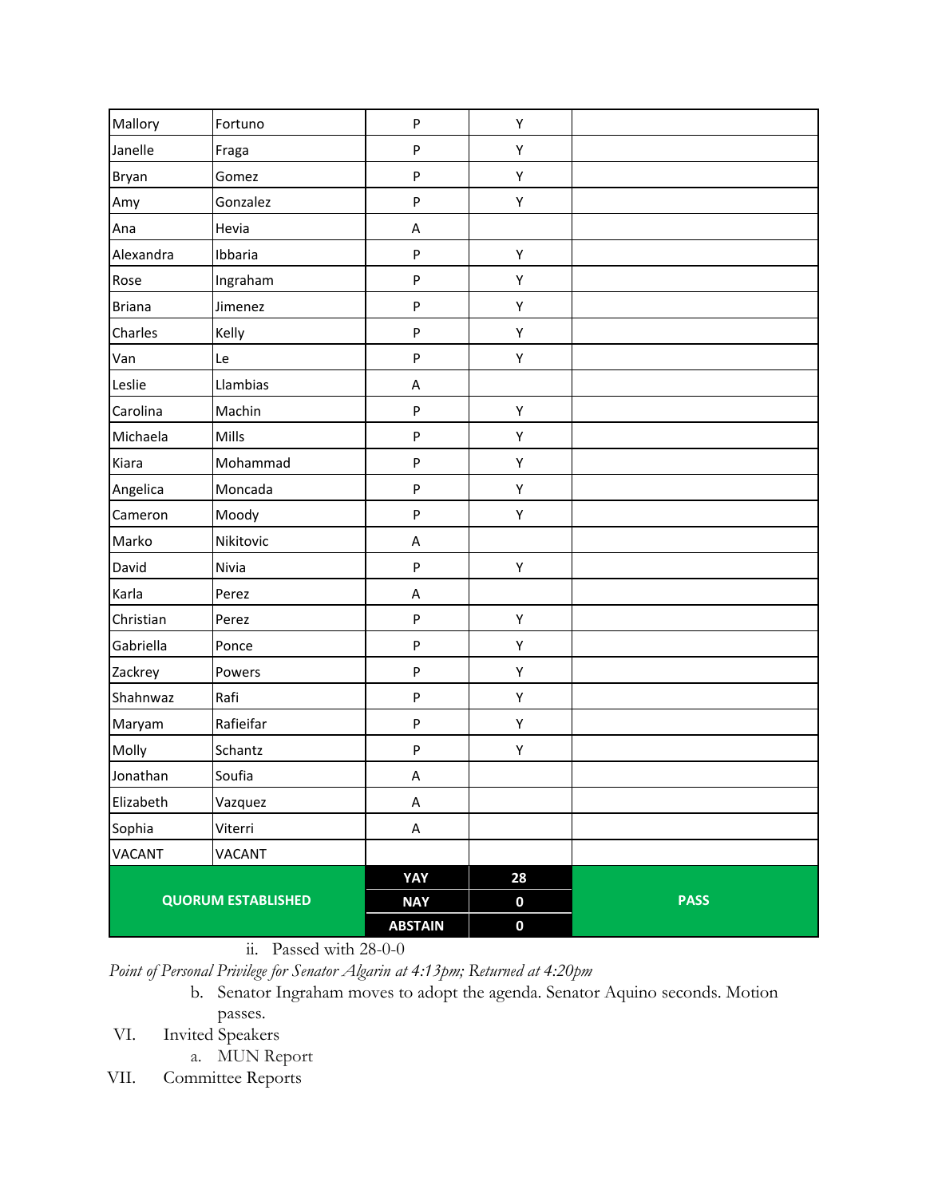| | | | | |
|---|---|---|---|---|
| Mallory | Fortuno | P | Y | |
| Janelle | Fraga | P | Y | |
| Bryan | Gomez | P | Y | |
| Amy | Gonzalez | P | Y | |
| Ana | Hevia | A | | |
| Alexandra | Ibbaria | P | Y | |
| Rose | Ingraham | P | Y | |
| Briana | Jimenez | P | Y | |
| Charles | Kelly | P | Y | |
| Van | Le | P | Y | |
| Leslie | Llambias | A | | |
| Carolina | Machin | P | Y | |
| Michaela | Mills | P | Y | |
| Kiara | Mohammad | P | Y | |
| Angelica | Moncada | P | Y | |
| Cameron | Moody | P | Y | |
| Marko | Nikitovic | A | | |
| David | Nivia | P | Y | |
| Karla | Perez | A | | |
| Christian | Perez | P | Y | |
| Gabriella | Ponce | P | Y | |
| Zackrey | Powers | P | Y | |
| Shahnwaz | Rafi | P | Y | |
| Maryam | Rafieifar | P | Y | |
| Molly | Schantz | P | Y | |
| Jonathan | Soufia | A | | |
| Elizabeth | Vazquez | A | | |
| Sophia | Viterri | A | | |
| VACANT | VACANT | | | |
| **QUORUM ESTABLISHED** | | **YAY** | **28** | **PASS** |
| | | **NAY** | **0** | |
| | | **ABSTAIN** | **0** | |

ii. Passed with 28-0-0

*Point of Personal Privilege for Senator Algarin at 4:13pm; Returned at 4:20pm*

b. Senator Ingraham moves to adopt the agenda. Senator Aquino seconds. Motion passes.

VI. Invited Speakers

a. MUN Report

VII. Committee Reports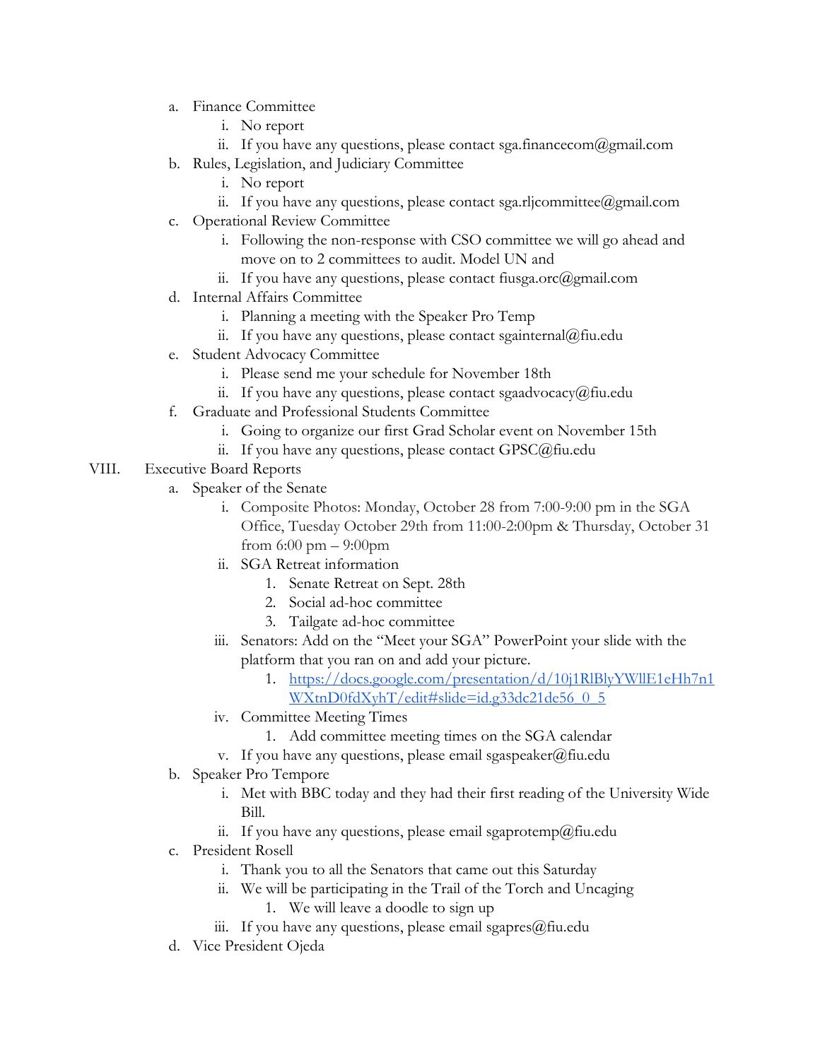a. Finance Committee
    i. No report
    ii. If you have any questions, please contact sga.financecom@gmail.com
b. Rules, Legislation, and Judiciary Committee
    i. No report
    ii. If you have any questions, please contact sga.rljcommittee@gmail.com
c. Operational Review Committee
    i. Following the non-response with CSO committee we will go ahead and move on to 2 committees to audit. Model UN and
    ii. If you have any questions, please contact fiusga.orc@gmail.com
d. Internal Affairs Committee
    i. Planning a meeting with the Speaker Pro Temp
    ii. If you have any questions, please contact sgainternal@fiu.edu
e. Student Advocacy Committee
    i. Please send me your schedule for November 18th
    ii. If you have any questions, please contact sgaadvocacy@fiu.edu
f. Graduate and Professional Students Committee
    i. Going to organize our first Grad Scholar event on November 15th
    ii. If you have any questions, please contact GPSC@fiu.edu

VIII. Executive Board Reports

a. Speaker of the Senate
    i. Composite Photos: Monday, October 28 from 7:00-9:00 pm in the SGA Office, Tuesday October 29th from 11:00-2:00pm & Thursday, October 31 from 6:00 pm – 9:00pm
    ii. SGA Retreat information
        1. Senate Retreat on Sept. 28th
        2. Social ad-hoc committee
        3. Tailgate ad-hoc committee
    iii. Senators: Add on the "Meet your SGA" PowerPoint your slide with the platform that you ran on and add your picture.
        1. https://docs.google.com/presentation/d/10j1RlBlyYWllE1eHh7n1WXtnD0fdXyhT/edit#slide=id.g33dc21de56_0_5
    iv. Committee Meeting Times
        1. Add committee meeting times on the SGA calendar
    v. If you have any questions, please email sgaspeaker@fiu.edu
b. Speaker Pro Tempore
    i. Met with BBC today and they had their first reading of the University Wide Bill.
    ii. If you have any questions, please email sgaprotemp@fiu.edu
c. President Rosell
    i. Thank you to all the Senators that came out this Saturday
    ii. We will be participating in the Trail of the Torch and Uncaging
        1. We will leave a doodle to sign up
    iii. If you have any questions, please email sgapres@fiu.edu
d. Vice President Ojeda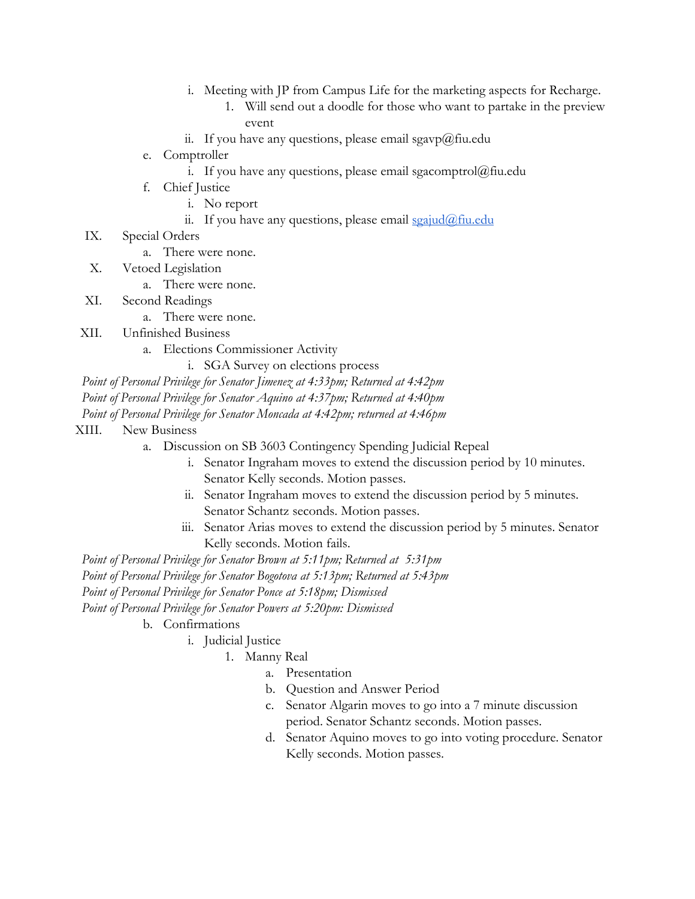i. Meeting with JP from Campus Life for the marketing aspects for Recharge.
                1. Will send out a doodle for those who want to partake in the preview event
            ii. If you have any questions, please email sgavp@fiu.edu
        e. Comptroller
            i. If you have any questions, please email sgacomptrol@fiu.edu
        f. Chief Justice
            i. No report
            ii. If you have any questions, please email [sgajud@fiu.edu](mailto:sgajud@fiu.edu)

IX. Special Orders
    a. There were none.

X. Vetoed Legislation
    a. There were none.

XI. Second Readings
    a. There were none.

XII. Unfinished Business
    a. Elections Commissioner Activity
        i. SGA Survey on elections process

*Point of Personal Privilege for Senator Jimenez at 4:33pm; Returned at 4:42pm*
*Point of Personal Privilege for Senator Aquino at 4:37pm; Returned at 4:40pm*
*Point of Personal Privilege for Senator Moncada at 4:42pm; returned at 4:46pm*

XIII. New Business
    a. Discussion on SB 3603 Contingency Spending Judicial Repeal
        i. Senator Ingraham moves to extend the discussion period by 10 minutes. Senator Kelly seconds. Motion passes.
        ii. Senator Ingraham moves to extend the discussion period by 5 minutes. Senator Schantz seconds. Motion passes.
        iii. Senator Arias moves to extend the discussion period by 5 minutes. Senator Kelly seconds. Motion fails.

*Point of Personal Privilege for Senator Brown at 5:11pm; Returned at 5:31pm*
*Point of Personal Privilege for Senator Bogotova at 5:13pm; Returned at 5:43pm*
*Point of Personal Privilege for Senator Ponce at 5:18pm; Dismissed*
*Point of Personal Privilege for Senator Powers at 5:20pm: Dismissed*

    b. Confirmations
        i. Judicial Justice
            1. Manny Real
                a. Presentation
                b. Question and Answer Period
                c. Senator Algarin moves to go into a 7 minute discussion period. Senator Schantz seconds. Motion passes.
                d. Senator Aquino moves to go into voting procedure. Senator Kelly seconds. Motion passes.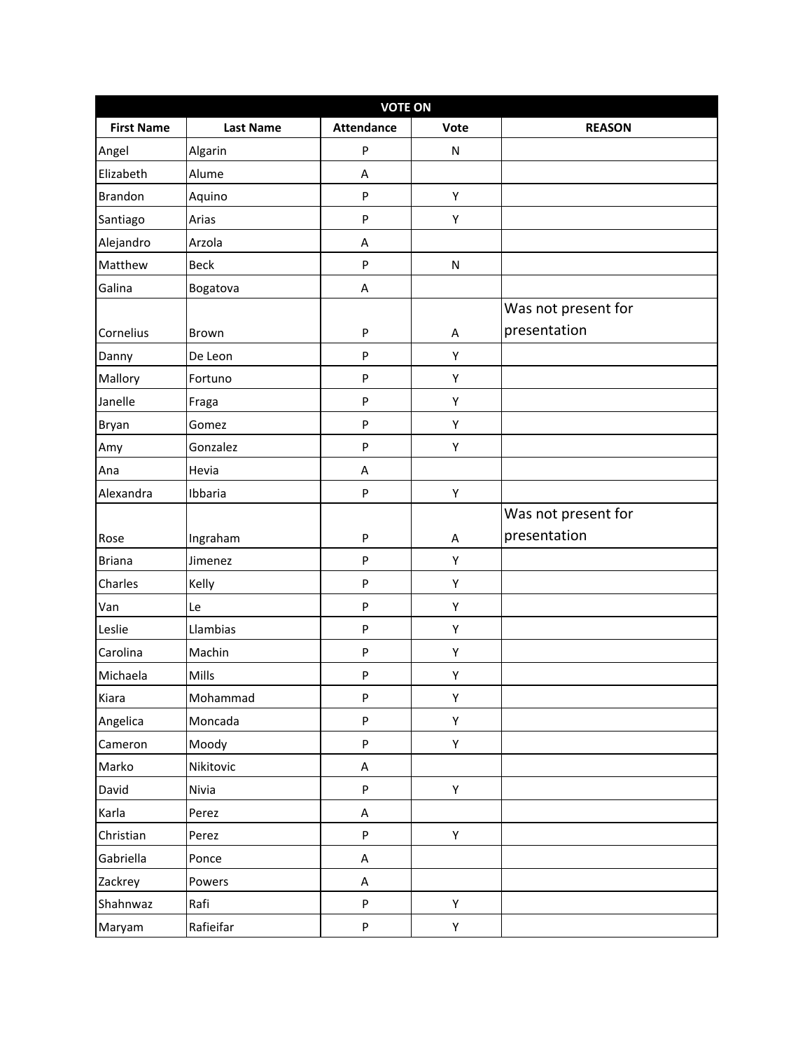| VOTE ON | | | | |
|---|---|---|---|---|
| **First Name** | **Last Name** | **Attendance** | **Vote** | **REASON** |
| Angel | Algarin | P | N | |
| Elizabeth | Alume | A | | |
| Brandon | Aquino | P | Y | |
| Santiago | Arias | P | Y | |
| Alejandro | Arzola | A | | |
| Matthew | Beck | P | N | |
| Galina | Bogatova | A | | |
| Cornelius | Brown | P | A | Was not present for presentation |
| Danny | De Leon | P | Y | |
| Mallory | Fortuno | P | Y | |
| Janelle | Fraga | P | Y | |
| Bryan | Gomez | P | Y | |
| Amy | Gonzalez | P | Y | |
| Ana | Hevia | A | | |
| Alexandra | Ibbaria | P | Y | |
| Rose | Ingraham | P | A | Was not present for presentation |
| Briana | Jimenez | P | Y | |
| Charles | Kelly | P | Y | |
| Van | Le | P | Y | |
| Leslie | Llambias | P | Y | |
| Carolina | Machin | P | Y | |
| Michaela | Mills | P | Y | |
| Kiara | Mohammad | P | Y | |
| Angelica | Moncada | P | Y | |
| Cameron | Moody | P | Y | |
| Marko | Nikitovic | A | | |
| David | Nivia | P | Y | |
| Karla | Perez | A | | |
| Christian | Perez | P | Y | |
| Gabriella | Ponce | A | | |
| Zackrey | Powers | A | | |
| Shahnwaz | Rafi | P | Y | |
| Maryam | Rafieifar | P | Y | |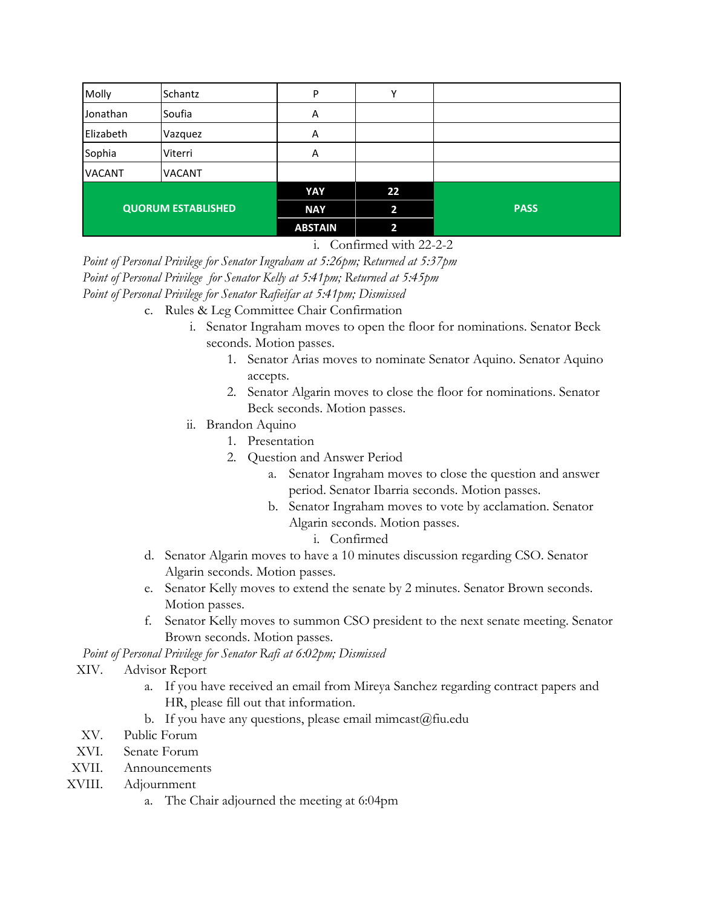| | | | | |
|---|---|---|---|---|
| Molly | Schantz | P | Y | |
| Jonathan | Soufia | A | | |
| Elizabeth | Vazquez | A | | |
| Sophia | Viterri | A | | |
| VACANT | VACANT | | | |
| **QUORUM ESTABLISHED** | | **YAY** | **22** | **PASS** |
| | | **NAY** | **2** | |
| | | **ABSTAIN** | **2** | |

i. Confirmed with 22-2-2

*Point of Personal Privilege for Senator Ingraham at 5:26pm; Returned at 5:37pm*

*Point of Personal Privilege for Senator Kelly at 5:41pm; Returned at 5:45pm*

*Point of Personal Privilege for Senator Rafieifar at 5:41pm; Dismissed*

c. Rules & Leg Committee Chair Confirmation
   i. Senator Ingraham moves to open the floor for nominations. Senator Beck seconds. Motion passes.
      1. Senator Arias moves to nominate Senator Aquino. Senator Aquino accepts.
      2. Senator Algarin moves to close the floor for nominations. Senator Beck seconds. Motion passes.
   ii. Brandon Aquino
      1. Presentation
      2. Question and Answer Period
         a. Senator Ingraham moves to close the question and answer period. Senator Ibarria seconds. Motion passes.
         b. Senator Ingraham moves to vote by acclamation. Senator Algarin seconds. Motion passes.
            i. Confirmed

d. Senator Algarin moves to have a 10 minutes discussion regarding CSO. Senator Algarin seconds. Motion passes.

e. Senator Kelly moves to extend the senate by 2 minutes. Senator Brown seconds. Motion passes.

f. Senator Kelly moves to summon CSO president to the next senate meeting. Senator Brown seconds. Motion passes.

*Point of Personal Privilege for Senator Rafi at 6:02pm; Dismissed*

XIV. Advisor Report
   a. If you have received an email from Mireya Sanchez regarding contract papers and HR, please fill out that information.
   b. If you have any questions, please email mimcast@fiu.edu

XV. Public Forum

XVI. Senate Forum

XVII. Announcements

XVIII. Adjournment
   a. The Chair adjourned the meeting at 6:04pm